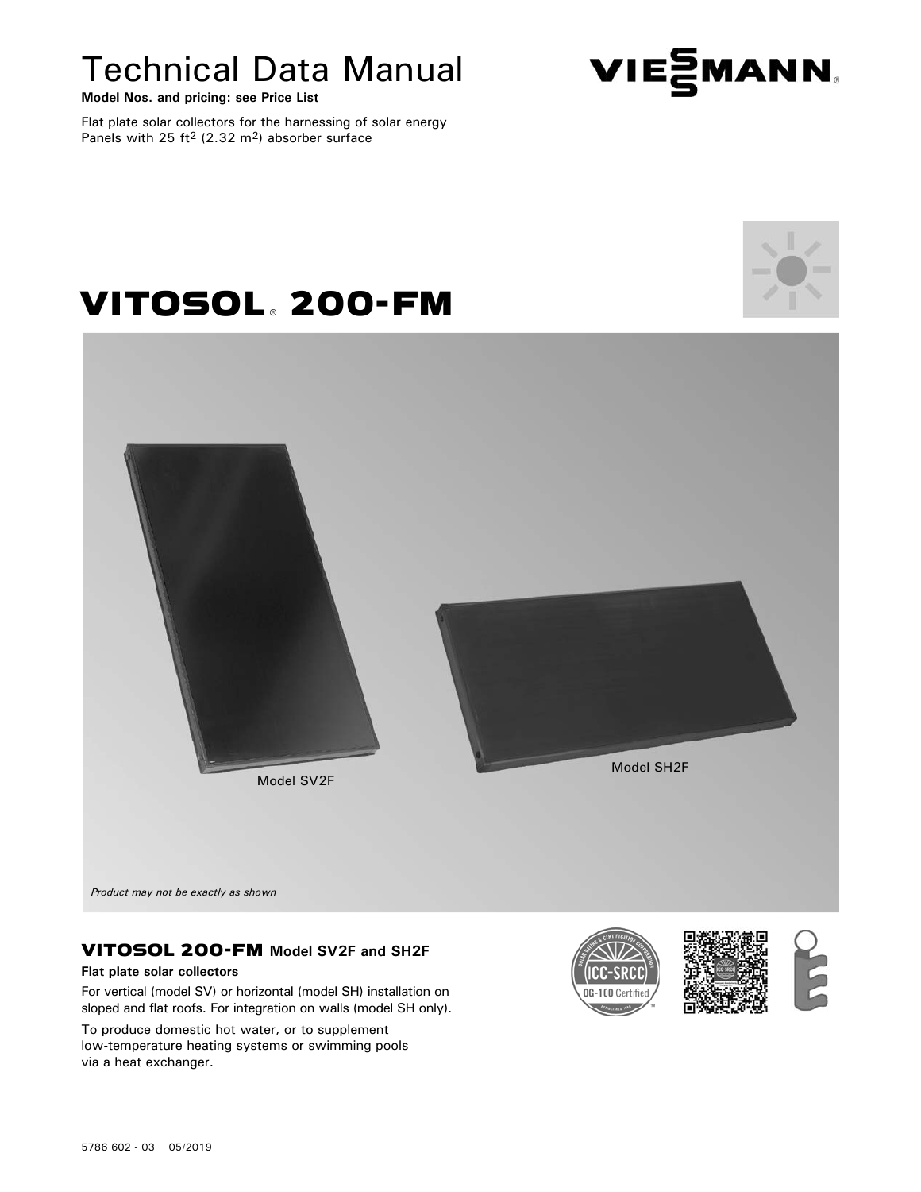# Technical Data Manual

**Model Nos. and pricing: see Price List**

Flat plate solar collectors for the harnessing of solar energy
Panels with 25 $ft^2$ (2.32 $m^2$) absorber surface

# VITOSOL® 200-FM

Model SV2F

Model SH2F

*Product may not be exactly as shown*

## VITOSOL 200-FM Model SV2F and SH2F

**Flat plate solar collectors**

For vertical (model SV) or horizontal (model SH) installation on sloped and flat roofs. For integration on walls (model SH only).

To produce domestic hot water, or to supplement low-temperature heating systems or swimming pools via a heat exchanger.

5786 602 - 03 05/2019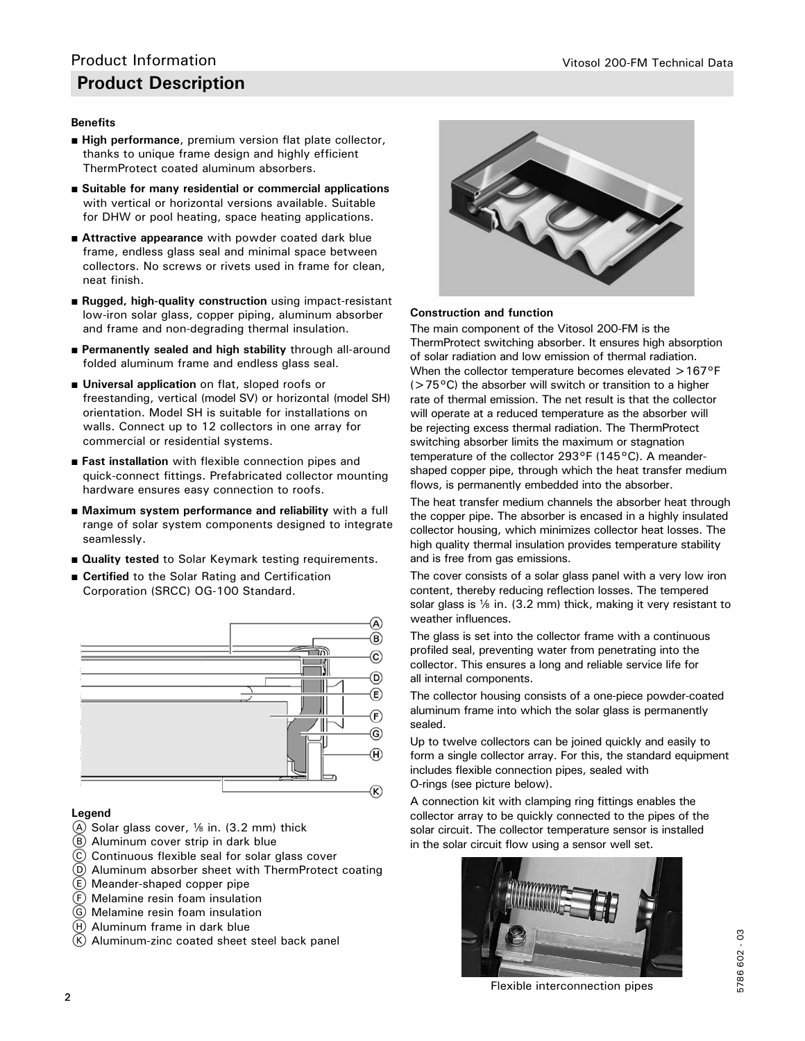## Product Description

**Benefits**

- **High performance**, premium version flat plate collector, thanks to unique frame design and highly efficient ThermProtect coated aluminum absorbers.
- **Suitable for many residential or commercial applications** with vertical or horizontal versions available. Suitable for DHW or pool heating, space heating applications.
- **Attractive appearance** with powder coated dark blue frame, endless glass seal and minimal space between collectors. No screws or rivets used in frame for clean, neat finish.
- **Rugged, high-quality construction** using impact-resistant low-iron solar glass, copper piping, aluminum absorber and frame and non-degrading thermal insulation.
- **Permanently sealed and high stability** through all-around folded aluminum frame and endless glass seal.
- **Universal application** on flat, sloped roofs or freestanding, vertical (model SV) or horizontal (model SH) orientation. Model SH is suitable for installations on walls. Connect up to 12 collectors in one array for commercial or residential systems.
- **Fast installation** with flexible connection pipes and quick-connect fittings. Prefabricated collector mounting hardware ensures easy connection to roofs.
- **Maximum system performance and reliability** with a full range of solar system components designed to integrate seamlessly.
- **Quality tested** to Solar Keymark testing requirements.
- **Certified** to the Solar Rating and Certification Corporation (SRCC) OG-100 Standard.

**Legend**

- Ⓐ Solar glass cover, ⅛ in. (3.2 mm) thick
- Ⓑ Aluminum cover strip in dark blue
- Ⓒ Continuous flexible seal for solar glass cover
- Ⓓ Aluminum absorber sheet with ThermProtect coating
- Ⓔ Meander-shaped copper pipe
- Ⓕ Melamine resin foam insulation
- Ⓖ Melamine resin foam insulation
- Ⓗ Aluminum frame in dark blue
- Ⓚ Aluminum-zinc coated sheet steel back panel

**Construction and function**

The main component of the Vitosol 200-FM is the ThermProtect switching absorber. It ensures high absorption of solar radiation and low emission of thermal radiation. When the collector temperature becomes elevated >167°F (>75°C) the absorber will switch or transition to a higher rate of thermal emission. The net result is that the collector will operate at a reduced temperature as the absorber will be rejecting excess thermal radiation. The ThermProtect switching absorber limits the maximum or stagnation temperature of the collector 293°F (145°C). A meander-shaped copper pipe, through which the heat transfer medium flows, is permanently embedded into the absorber.

The heat transfer medium channels the absorber heat through the copper pipe. The absorber is encased in a highly insulated collector housing, which minimizes collector heat losses. The high quality thermal insulation provides temperature stability and is free from gas emissions.

The cover consists of a solar glass panel with a very low iron content, thereby reducing reflection losses. The tempered solar glass is ⅛ in. (3.2 mm) thick, making it very resistant to weather influences.

The glass is set into the collector frame with a continuous profiled seal, preventing water from penetrating into the collector. This ensures a long and reliable service life for all internal components.

The collector housing consists of a one-piece powder-coated aluminum frame into which the solar glass is permanently sealed.

Up to twelve collectors can be joined quickly and easily to form a single collector array. For this, the standard equipment includes flexible connection pipes, sealed with O-rings (see picture below).

A connection kit with clamping ring fittings enables the collector array to be quickly connected to the pipes of the solar circuit. The collector temperature sensor is installed in the solar circuit flow using a sensor well set.

Flexible interconnection pipes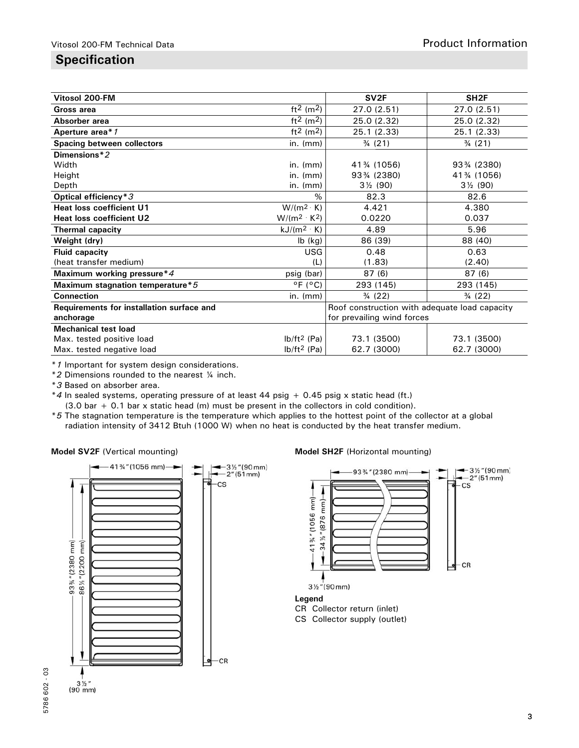## Specification

| Vitosol 200-FM | | SV2F | SH2F |
|---|---|---|---|
| **Gross area** | $ft^2$ ($m^2$) | 27.0 (2.51) | 27.0 (2.51) |
| **Absorber area** | $ft^2$ ($m^2$) | 25.0 (2.32) | 25.0 (2.32) |
| **Aperture area*1** | $ft^2$ ($m^2$) | 25.1 (2.33) | 25.1 (2.33) |
| **Spacing between collectors** | in. (mm) | ¾ (21) | ¾ (21) |
| **Dimensions*2** | | | |
| Width | in. (mm) | 41¾ (1056) | 93¾ (2380) |
| Height | in. (mm) | 93¾ (2380) | 41¾ (1056) |
| Depth | in. (mm) | 3½ (90) | 3½ (90) |
| **Optical efficiency*3** | % | 82.3 | 82.6 |
| **Heat loss coefficient U1** | W/($m^2 \cdot K$) | 4.421 | 4.380 |
| **Heat loss coefficient U2** | W/($m^2 \cdot K^2$) | 0.0220 | 0.037 |
| **Thermal capacity** | kJ/($m^2 \cdot K$) | 4.89 | 5.96 |
| **Weight (dry)** | lb (kg) | 86 (39) | 88 (40) |
| **Fluid capacity** (heat transfer medium) | USG (L) | 0.48 (1.83) | 0.63 (2.40) |
| **Maximum working pressure*4** | psig (bar) | 87 (6) | 87 (6) |
| **Maximum stagnation temperature*5** | °F (°C) | 293 (145) | 293 (145) |
| **Connection** | in. (mm) | ¾ (22) | ¾ (22) |
| **Requirements for installation surface and anchorage** | | Roof construction with adequate load capacity for prevailing wind forces | |
| **Mechanical test load** | | | |
| Max. tested positive load | lb/$ft^2$ (Pa) | 73.1 (3500) | 73.1 (3500) |
| Max. tested negative load | lb/$ft^2$ (Pa) | 62.7 (3000) | 62.7 (3000) |

*1 Important for system design considerations.
*2 Dimensions rounded to the nearest ¼ inch.
*3 Based on absorber area.
*4 In sealed systems, operating pressure of at least 44 psig + 0.45 psig x static head (ft.) (3.0 bar + 0.1 bar x static head (m) must be present in the collectors in cold condition).
*5 The stagnation temperature is the temperature which applies to the hottest point of the collector at a global radiation intensity of 3412 Btuh (1000 W) when no heat is conducted by the heat transfer medium.

**Model SV2F** (Vertical mounting)

41¾" (1056 mm), 93¾" (2380 mm), 86½" (2200 mm), 3½" (90 mm), 2" (51 mm), CS, CR

**Model SH2F** (Horizontal mounting)

93¾" (2380 mm), 41¾" (1056 mm), 34½" (876 mm), 3½" (90 mm), 2" (51 mm), CS, CR

**Legend**
CR Collector return (inlet)
CS Collector supply (outlet)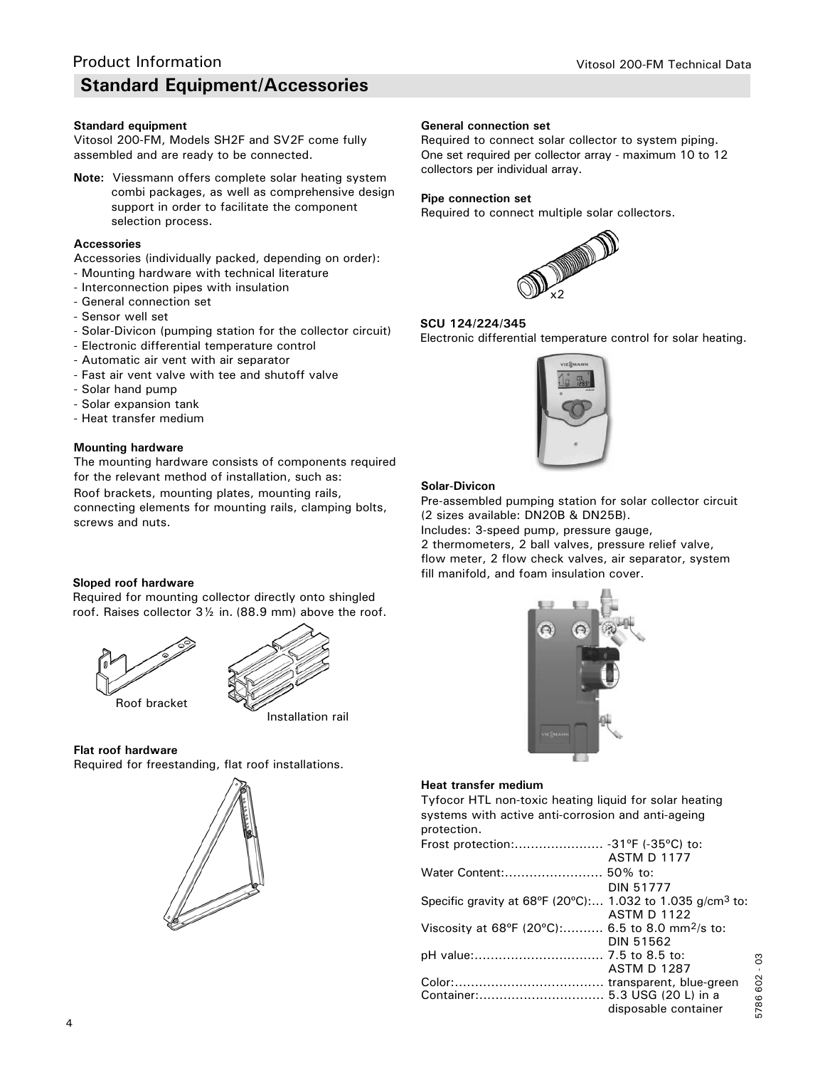## Standard Equipment/Accessories

**Standard equipment**

Vitosol 200-FM, Models SH2F and SV2F come fully assembled and are ready to be connected.

**Note:** Viessmann offers complete solar heating system combi packages, as well as comprehensive design support in order to facilitate the component selection process.

**Accessories**

Accessories (individually packed, depending on order):

- Mounting hardware with technical literature
- Interconnection pipes with insulation
- General connection set
- Sensor well set
- Solar-Divicon (pumping station for the collector circuit)
- Electronic differential temperature control
- Automatic air vent with air separator
- Fast air vent valve with tee and shutoff valve
- Solar hand pump
- Solar expansion tank
- Heat transfer medium

**Mounting hardware**

The mounting hardware consists of components required for the relevant method of installation, such as:

Roof brackets, mounting plates, mounting rails, connecting elements for mounting rails, clamping bolts, screws and nuts.

**Sloped roof hardware**

Required for mounting collector directly onto shingled roof. Raises collector 3½ in. (88.9 mm) above the roof.

Roof bracket

Installation rail

**Flat roof hardware**

Required for freestanding, flat roof installations.

**General connection set**

Required to connect solar collector to system piping. One set required per collector array - maximum 10 to 12 collectors per individual array.

**Pipe connection set**

Required to connect multiple solar collectors.

x2

**SCU 124/224/345**

Electronic differential temperature control for solar heating.

**Solar-Divicon**

Pre-assembled pumping station for solar collector circuit (2 sizes available: DN20B & DN25B).

Includes: 3-speed pump, pressure gauge, 2 thermometers, 2 ball valves, pressure relief valve, flow meter, 2 flow check valves, air separator, system fill manifold, and foam insulation cover.

**Heat transfer medium**

Tyfocor HTL non-toxic heating liquid for solar heating systems with active anti-corrosion and anti-ageing protection.

| | |
|---|---|
| Frost protection: | -31ºF (-35ºC) to: ASTM D 1177 |
| Water Content: | 50% to: DIN 51777 |
| Specific gravity at 68ºF (20ºC): | 1.032 to 1.035 g/cm$^3$ to: ASTM D 1122 |
| Viscosity at 68ºF (20ºC): | 6.5 to 8.0 mm$^2$/s to: DIN 51562 |
| pH value: | 7.5 to 8.5 to: ASTM D 1287 |
| Color: | transparent, blue-green |
| Container: | 5.3 USG (20 L) in a disposable container |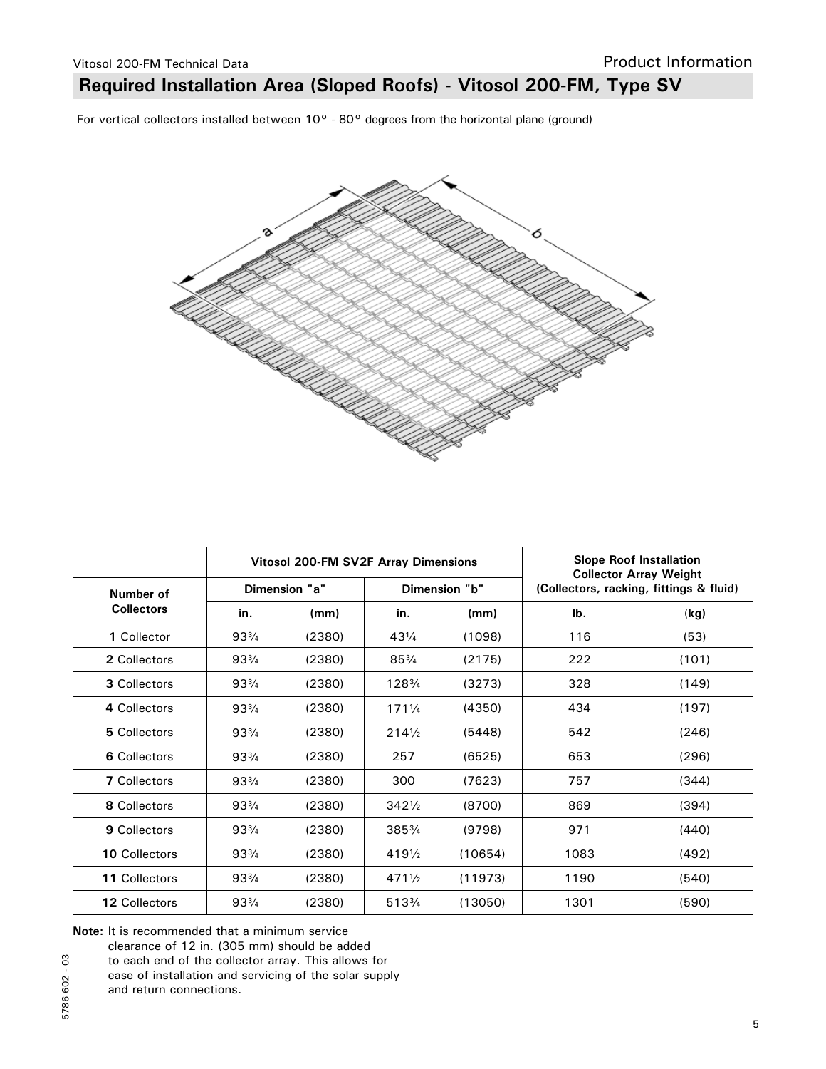Vitosol 200-FM Technical Data

Product Information

## Required Installation Area (Sloped Roofs) - Vitosol 200-FM, Type SV

For vertical collectors installed between 10° - 80° degrees from the horizontal plane (ground)

| Number of Collectors | Vitosol 200-FM SV2F Array Dimensions | | | | Slope Roof Installation Collector Array Weight (Collectors, racking, fittings & fluid) | |
|---|---|---|---|---|---|---|
| | Dimension "a" | | Dimension "b" | | | |
| | in. | (mm) | in. | (mm) | lb. | (kg) |
| **1** Collector | 93¾ | (2380) | 43¼ | (1098) | 116 | (53) |
| **2** Collectors | 93¾ | (2380) | 85¾ | (2175) | 222 | (101) |
| **3** Collectors | 93¾ | (2380) | 128¾ | (3273) | 328 | (149) |
| **4** Collectors | 93¾ | (2380) | 171¼ | (4350) | 434 | (197) |
| **5** Collectors | 93¾ | (2380) | 214½ | (5448) | 542 | (246) |
| **6** Collectors | 93¾ | (2380) | 257 | (6525) | 653 | (296) |
| **7** Collectors | 93¾ | (2380) | 300 | (7623) | 757 | (344) |
| **8** Collectors | 93¾ | (2380) | 342½ | (8700) | 869 | (394) |
| **9** Collectors | 93¾ | (2380) | 385¾ | (9798) | 971 | (440) |
| **10** Collectors | 93¾ | (2380) | 419½ | (10654) | 1083 | (492) |
| **11** Collectors | 93¾ | (2380) | 471½ | (11973) | 1190 | (540) |
| **12** Collectors | 93¾ | (2380) | 513¾ | (13050) | 1301 | (590) |

**Note:** It is recommended that a minimum service clearance of 12 in. (305 mm) should be added to each end of the collector array. This allows for ease of installation and servicing of the solar supply and return connections.

5786 602 - 03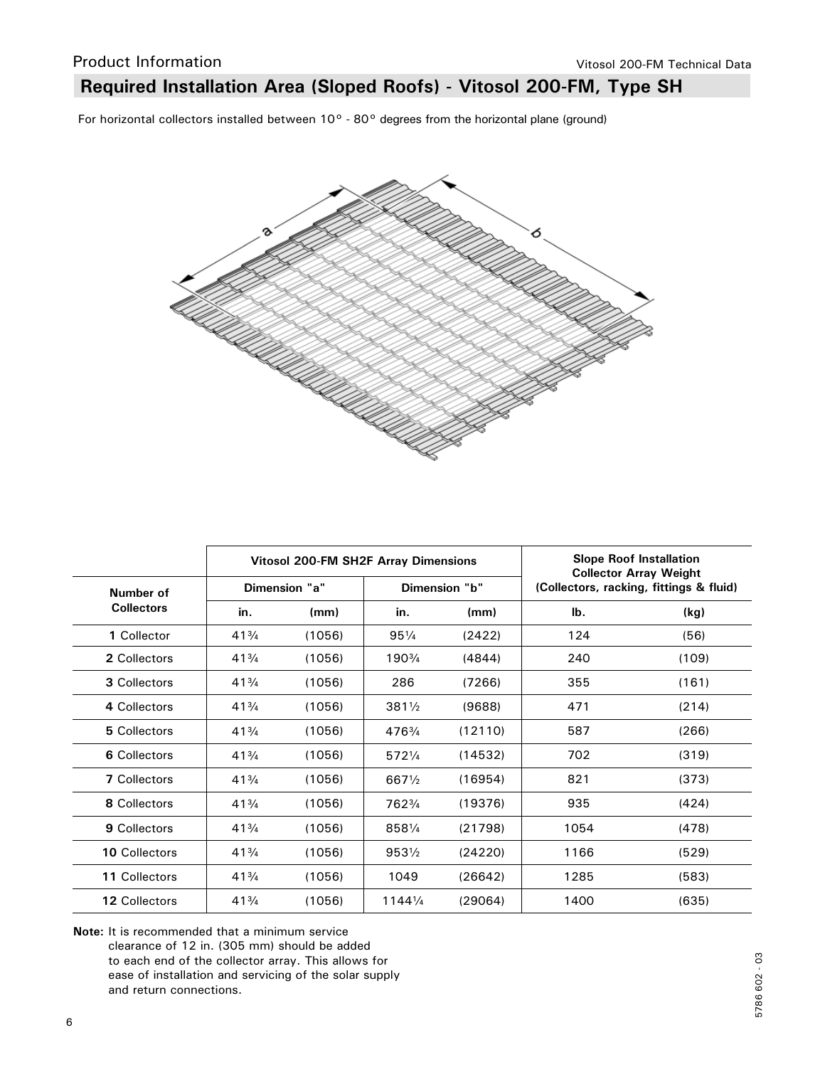## Required Installation Area (Sloped Roofs) - Vitosol 200-FM, Type SH

For horizontal collectors installed between 10° - 80° degrees from the horizontal plane (ground)

| Number of Collectors | Vitosol 200-FM SH2F Array Dimensions | | | | Slope Roof Installation Collector Array Weight (Collectors, racking, fittings & fluid) | |
|---|---|---|---|---|---|---|
| | Dimension "a" | | Dimension "b" | | | |
| | in. | (mm) | in. | (mm) | lb. | (kg) |
| **1** Collector | 41¾ | (1056) | 95¼ | (2422) | 124 | (56) |
| **2** Collectors | 41¾ | (1056) | 190¾ | (4844) | 240 | (109) |
| **3** Collectors | 41¾ | (1056) | 286 | (7266) | 355 | (161) |
| **4** Collectors | 41¾ | (1056) | 381½ | (9688) | 471 | (214) |
| **5** Collectors | 41¾ | (1056) | 476¾ | (12110) | 587 | (266) |
| **6** Collectors | 41¾ | (1056) | 572¼ | (14532) | 702 | (319) |
| **7** Collectors | 41¾ | (1056) | 667½ | (16954) | 821 | (373) |
| **8** Collectors | 41¾ | (1056) | 762¾ | (19376) | 935 | (424) |
| **9** Collectors | 41¾ | (1056) | 858¼ | (21798) | 1054 | (478) |
| **10** Collectors | 41¾ | (1056) | 953½ | (24220) | 1166 | (529) |
| **11** Collectors | 41¾ | (1056) | 1049 | (26642) | 1285 | (583) |
| **12** Collectors | 41¾ | (1056) | 1144¼ | (29064) | 1400 | (635) |

**Note:** It is recommended that a minimum service clearance of 12 in. (305 mm) should be added to each end of the collector array. This allows for ease of installation and servicing of the solar supply and return connections.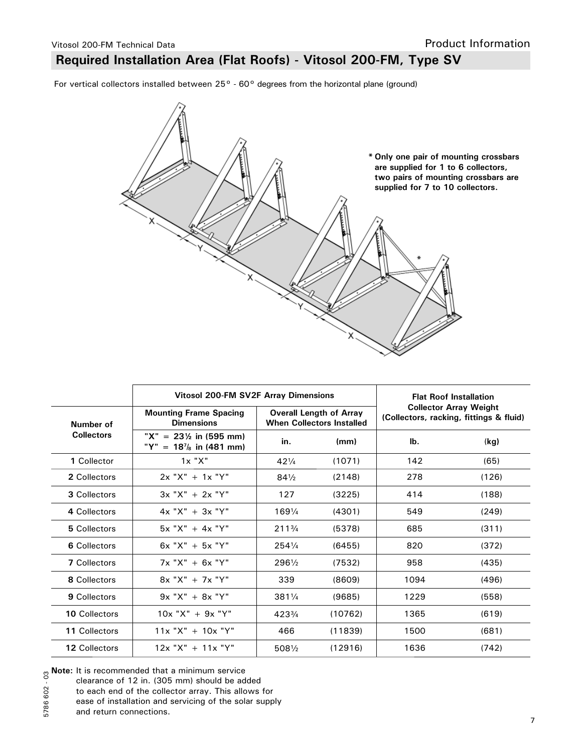## Required Installation Area (Flat Roofs) - Vitosol 200-FM, Type SV

For vertical collectors installed between 25° - 60° degrees from the horizontal plane (ground)

X — Y — X — Y — X

**\* Only one pair of mounting crossbars are supplied for 1 to 6 collectors, two pairs of mounting crossbars are supplied for 7 to 10 collectors.**

| Number of Collectors | Vitosol 200-FM SV2F Array Dimensions | | | Flat Roof Installation Collector Array Weight (Collectors, racking, fittings & fluid) | |
|---|---|---|---|---|---|
| | Mounting Frame Spacing Dimensions | Overall Length of Array When Collectors Installed | | | |
| | **"X" = 23½ in (595 mm)** **"Y" = 18⅞ in (481 mm)** | **in.** | **(mm)** | **lb.** | **(kg)** |
| **1** Collector | 1x "X" | 42¼ | (1071) | 142 | (65) |
| **2** Collectors | 2x "X" + 1x "Y" | 84½ | (2148) | 278 | (126) |
| **3** Collectors | 3x "X" + 2x "Y" | 127 | (3225) | 414 | (188) |
| **4** Collectors | 4x "X" + 3x "Y" | 169¼ | (4301) | 549 | (249) |
| **5** Collectors | 5x "X" + 4x "Y" | 211¾ | (5378) | 685 | (311) |
| **6** Collectors | 6x "X" + 5x "Y" | 254¼ | (6455) | 820 | (372) |
| **7** Collectors | 7x "X" + 6x "Y" | 296½ | (7532) | 958 | (435) |
| **8** Collectors | 8x "X" + 7x "Y" | 339 | (8609) | 1094 | (496) |
| **9** Collectors | 9x "X" + 8x "Y" | 381¼ | (9685) | 1229 | (558) |
| **10** Collectors | 10x "X" + 9x "Y" | 423¾ | (10762) | 1365 | (619) |
| **11** Collectors | 11x "X" + 10x "Y" | 466 | (11839) | 1500 | (681) |
| **12** Collectors | 12x "X" + 11x "Y" | 508½ | (12916) | 1636 | (742) |

**Note:** It is recommended that a minimum service clearance of 12 in. (305 mm) should be added to each end of the collector array. This allows for ease of installation and servicing of the solar supply and return connections.

5786 602 - 03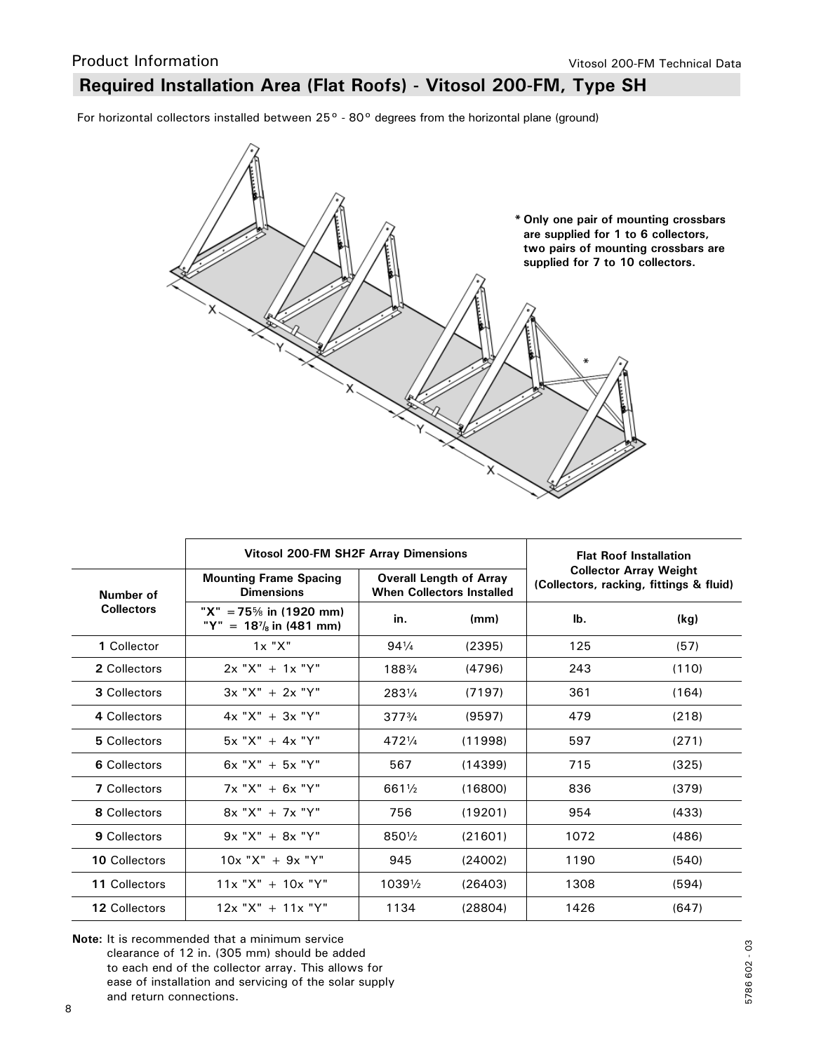## Required Installation Area (Flat Roofs) - Vitosol 200-FM, Type SH

For horizontal collectors installed between 25° - 80° degrees from the horizontal plane (ground)

X — Y — X — Y — X

\* **Only one pair of mounting crossbars are supplied for 1 to 6 collectors, two pairs of mounting crossbars are supplied for 7 to 10 collectors.**

| Number of Collectors | Vitosol 200-FM SH2F Array Dimensions | | | Flat Roof Installation Collector Array Weight (Collectors, racking, fittings & fluid) | |
|---|---|---|---|---|---|
| | Mounting Frame Spacing Dimensions | Overall Length of Array When Collectors Installed | | | |
| | "X" = 75⅝ in (1920 mm) "Y" = 18⅞ in (481 mm) | in. | (mm) | lb. | (kg) |
| **1** Collector | 1x "X" | 94¼ | (2395) | 125 | (57) |
| **2** Collectors | 2x "X" + 1x "Y" | 188¾ | (4796) | 243 | (110) |
| **3** Collectors | 3x "X" + 2x "Y" | 283¼ | (7197) | 361 | (164) |
| **4** Collectors | 4x "X" + 3x "Y" | 377¾ | (9597) | 479 | (218) |
| **5** Collectors | 5x "X" + 4x "Y" | 472¼ | (11998) | 597 | (271) |
| **6** Collectors | 6x "X" + 5x "Y" | 567 | (14399) | 715 | (325) |
| **7** Collectors | 7x "X" + 6x "Y" | 661½ | (16800) | 836 | (379) |
| **8** Collectors | 8x "X" + 7x "Y" | 756 | (19201) | 954 | (433) |
| **9** Collectors | 9x "X" + 8x "Y" | 850½ | (21601) | 1072 | (486) |
| **10** Collectors | 10x "X" + 9x "Y" | 945 | (24002) | 1190 | (540) |
| **11** Collectors | 11x "X" + 10x "Y" | 1039½ | (26403) | 1308 | (594) |
| **12** Collectors | 12x "X" + 11x "Y" | 1134 | (28804) | 1426 | (647) |

**Note:** It is recommended that a minimum service clearance of 12 in. (305 mm) should be added to each end of the collector array. This allows for ease of installation and servicing of the solar supply and return connections.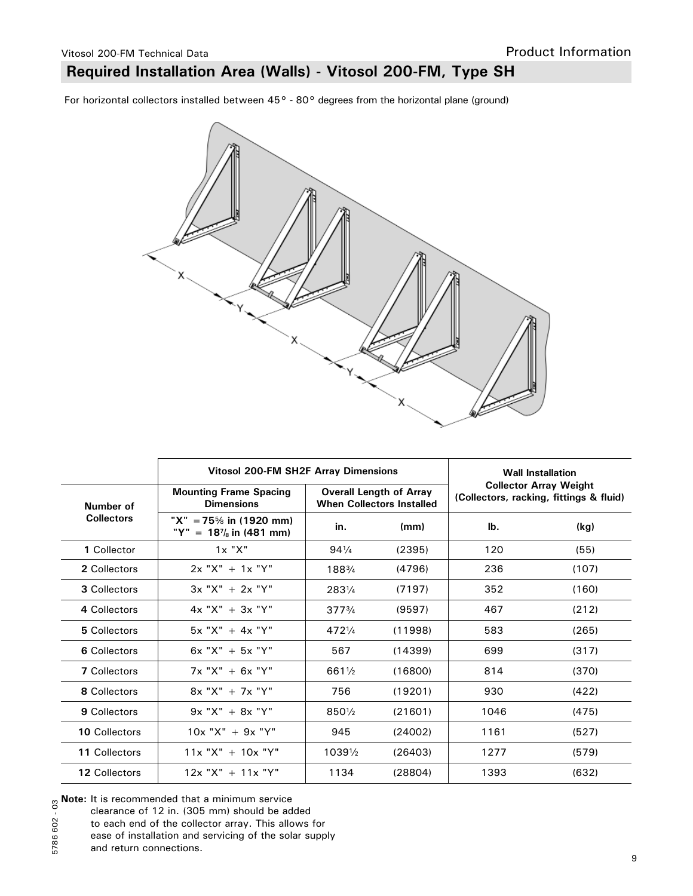## Required Installation Area (Walls) - Vitosol 200-FM, Type SH

For horizontal collectors installed between 45° - 80° degrees from the horizontal plane (ground)

| Number of Collectors | Vitosol 200-FM SH2F Array Dimensions | | | Wall Installation Collector Array Weight (Collectors, racking, fittings & fluid) | |
|---|---|---|---|---|---|
| | Mounting Frame Spacing Dimensions | Overall Length of Array When Collectors Installed | | | |
| | **"X" = 75⅝ in (1920 mm)** **"Y" = 18⅞ in (481 mm)** | in. | (mm) | lb. | (kg) |
| **1** Collector | 1x "X" | 94¼ | (2395) | 120 | (55) |
| **2** Collectors | 2x "X" + 1x "Y" | 188¾ | (4796) | 236 | (107) |
| **3** Collectors | 3x "X" + 2x "Y" | 283¼ | (7197) | 352 | (160) |
| **4** Collectors | 4x "X" + 3x "Y" | 377¾ | (9597) | 467 | (212) |
| **5** Collectors | 5x "X" + 4x "Y" | 472¼ | (11998) | 583 | (265) |
| **6** Collectors | 6x "X" + 5x "Y" | 567 | (14399) | 699 | (317) |
| **7** Collectors | 7x "X" + 6x "Y" | 661½ | (16800) | 814 | (370) |
| **8** Collectors | 8x "X" + 7x "Y" | 756 | (19201) | 930 | (422) |
| **9** Collectors | 9x "X" + 8x "Y" | 850½ | (21601) | 1046 | (475) |
| **10** Collectors | 10x "X" + 9x "Y" | 945 | (24002) | 1161 | (527) |
| **11** Collectors | 11x "X" + 10x "Y" | 1039½ | (26403) | 1277 | (579) |
| **12** Collectors | 12x "X" + 11x "Y" | 1134 | (28804) | 1393 | (632) |

**Note:** It is recommended that a minimum service clearance of 12 in. (305 mm) should be added to each end of the collector array. This allows for ease of installation and servicing of the solar supply and return connections.

5786 602 - 03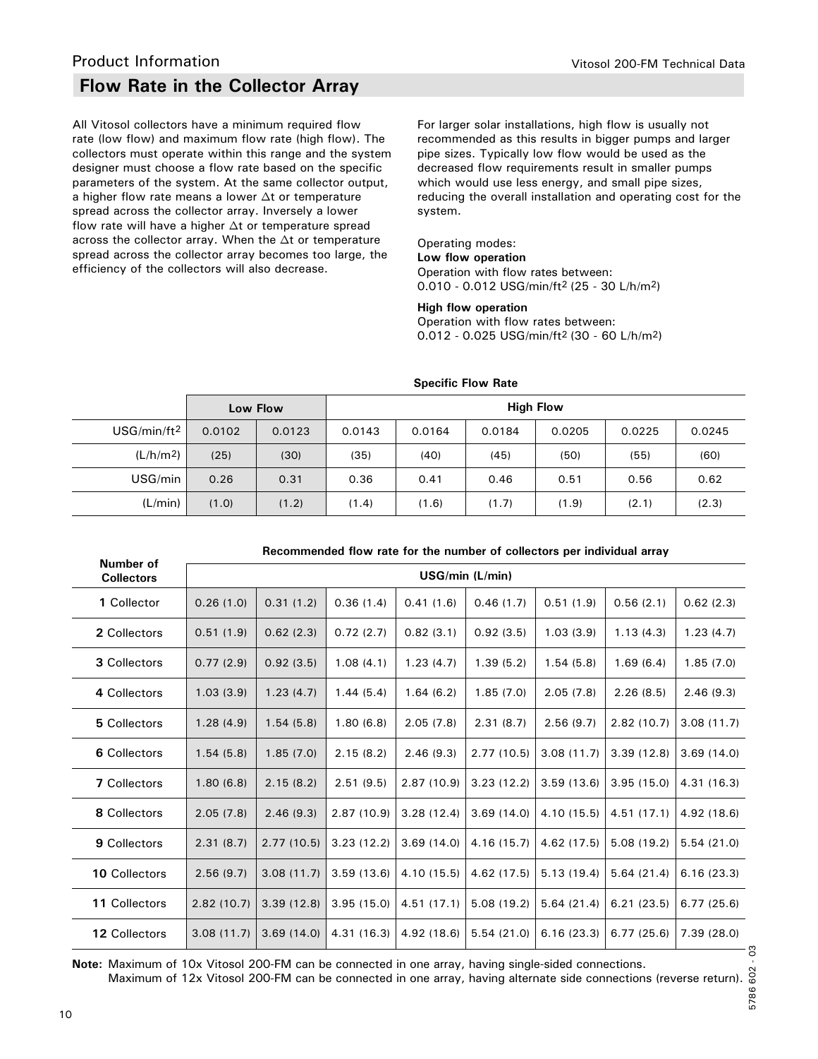## Flow Rate in the Collector Array

All Vitosol collectors have a minimum required flow rate (low flow) and maximum flow rate (high flow). The collectors must operate within this range and the system designer must choose a flow rate based on the specific parameters of the system. At the same collector output, a higher flow rate means a lower Δt or temperature spread across the collector array. Inversely a lower flow rate will have a higher Δt or temperature spread across the collector array. When the Δt or temperature spread across the collector array becomes too large, the efficiency of the collectors will also decrease.

For larger solar installations, high flow is usually not recommended as this results in bigger pumps and larger pipe sizes. Typically low flow would be used as the decreased flow requirements result in smaller pumps which would use less energy, and small pipe sizes, reducing the overall installation and operating cost for the system.

Operating modes:

**Low flow operation**
Operation with flow rates between:
0.010 - 0.012 USG/min/ft$^2$ (25 - 30 L/h/m$^2$)

**High flow operation**
Operation with flow rates between:
0.012 - 0.025 USG/min/ft$^2$ (30 - 60 L/h/m$^2$)

**Specific Flow Rate**

| | Low Flow | | High Flow | | | | | |
|---|---|---|---|---|---|---|---|---|
| USG/min/ft$^2$ | 0.0102 | 0.0123 | 0.0143 | 0.0164 | 0.0184 | 0.0205 | 0.0225 | 0.0245 |
| (L/h/m$^2$) | (25) | (30) | (35) | (40) | (45) | (50) | (55) | (60) |
| USG/min | 0.26 | 0.31 | 0.36 | 0.41 | 0.46 | 0.51 | 0.56 | 0.62 |
| (L/min) | (1.0) | (1.2) | (1.4) | (1.6) | (1.7) | (1.9) | (2.1) | (2.3) |

**Recommended flow rate for the number of collectors per individual array**

| Number of Collectors | USG/min (L/min) | | | | | | | |
|---|---|---|---|---|---|---|---|---|
| **1** Collector | 0.26 (1.0) | 0.31 (1.2) | 0.36 (1.4) | 0.41 (1.6) | 0.46 (1.7) | 0.51 (1.9) | 0.56 (2.1) | 0.62 (2.3) |
| **2** Collectors | 0.51 (1.9) | 0.62 (2.3) | 0.72 (2.7) | 0.82 (3.1) | 0.92 (3.5) | 1.03 (3.9) | 1.13 (4.3) | 1.23 (4.7) |
| **3** Collectors | 0.77 (2.9) | 0.92 (3.5) | 1.08 (4.1) | 1.23 (4.7) | 1.39 (5.2) | 1.54 (5.8) | 1.69 (6.4) | 1.85 (7.0) |
| **4** Collectors | 1.03 (3.9) | 1.23 (4.7) | 1.44 (5.4) | 1.64 (6.2) | 1.85 (7.0) | 2.05 (7.8) | 2.26 (8.5) | 2.46 (9.3) |
| **5** Collectors | 1.28 (4.9) | 1.54 (5.8) | 1.80 (6.8) | 2.05 (7.8) | 2.31 (8.7) | 2.56 (9.7) | 2.82 (10.7) | 3.08 (11.7) |
| **6** Collectors | 1.54 (5.8) | 1.85 (7.0) | 2.15 (8.2) | 2.46 (9.3) | 2.77 (10.5) | 3.08 (11.7) | 3.39 (12.8) | 3.69 (14.0) |
| **7** Collectors | 1.80 (6.8) | 2.15 (8.2) | 2.51 (9.5) | 2.87 (10.9) | 3.23 (12.2) | 3.59 (13.6) | 3.95 (15.0) | 4.31 (16.3) |
| **8** Collectors | 2.05 (7.8) | 2.46 (9.3) | 2.87 (10.9) | 3.28 (12.4) | 3.69 (14.0) | 4.10 (15.5) | 4.51 (17.1) | 4.92 (18.6) |
| **9** Collectors | 2.31 (8.7) | 2.77 (10.5) | 3.23 (12.2) | 3.69 (14.0) | 4.16 (15.7) | 4.62 (17.5) | 5.08 (19.2) | 5.54 (21.0) |
| **10** Collectors | 2.56 (9.7) | 3.08 (11.7) | 3.59 (13.6) | 4.10 (15.5) | 4.62 (17.5) | 5.13 (19.4) | 5.64 (21.4) | 6.16 (23.3) |
| **11** Collectors | 2.82 (10.7) | 3.39 (12.8) | 3.95 (15.0) | 4.51 (17.1) | 5.08 (19.2) | 5.64 (21.4) | 6.21 (23.5) | 6.77 (25.6) |
| **12** Collectors | 3.08 (11.7) | 3.69 (14.0) | 4.31 (16.3) | 4.92 (18.6) | 5.54 (21.0) | 6.16 (23.3) | 6.77 (25.6) | 7.39 (28.0) |

**Note:** Maximum of 10x Vitosol 200-FM can be connected in one array, having single-sided connections.
Maximum of 12x Vitosol 200-FM can be connected in one array, having alternate side connections (reverse return).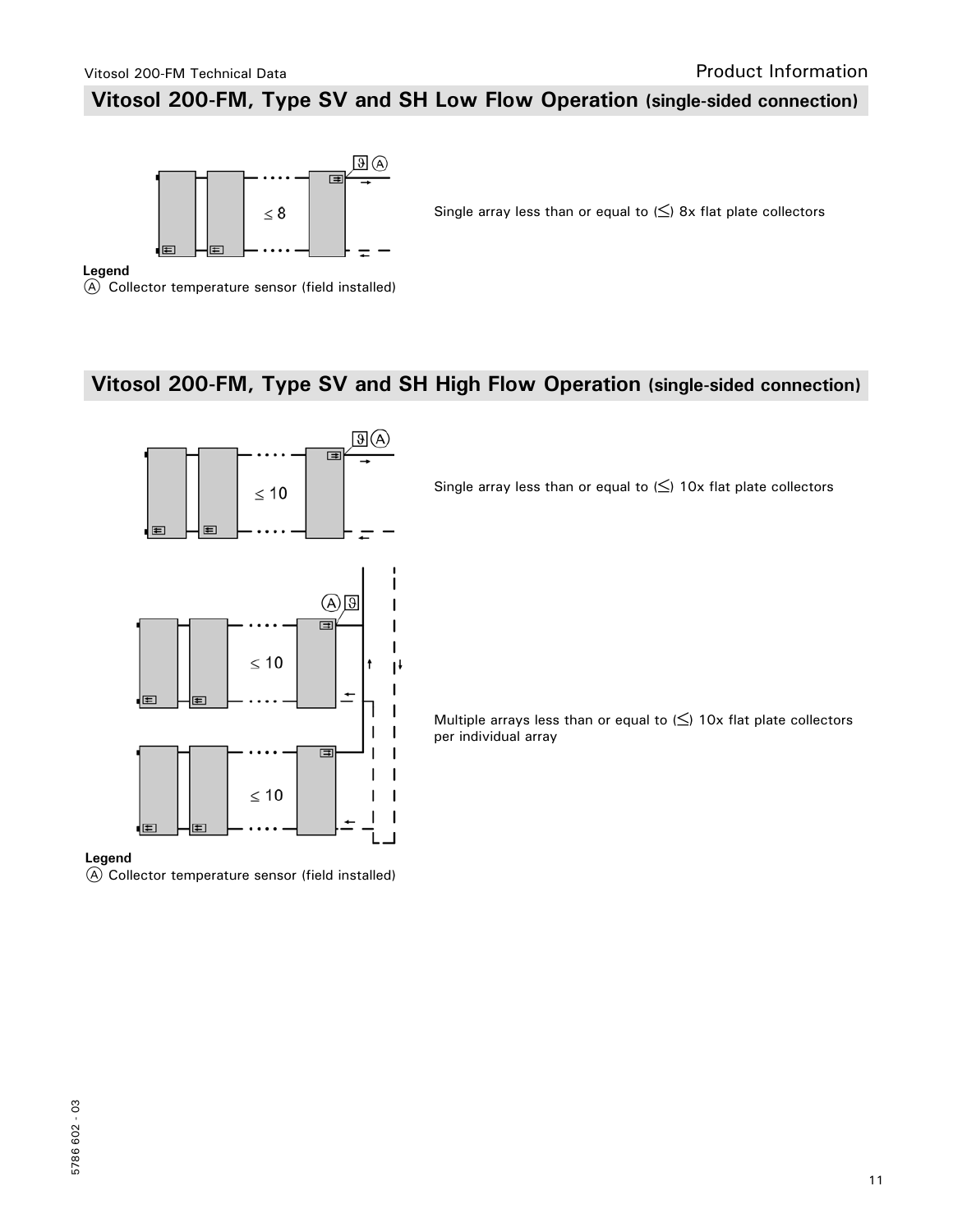## Vitosol 200-FM, Type SV and SH Low Flow Operation (single-sided connection)

Single array less than or equal to (≤) 8x flat plate collectors

**Legend**

Ⓐ Collector temperature sensor (field installed)

## Vitosol 200-FM, Type SV and SH High Flow Operation (single-sided connection)

Single array less than or equal to (≤) 10x flat plate collectors

Multiple arrays less than or equal to (≤) 10x flat plate collectors per individual array

**Legend**

Ⓐ Collector temperature sensor (field installed)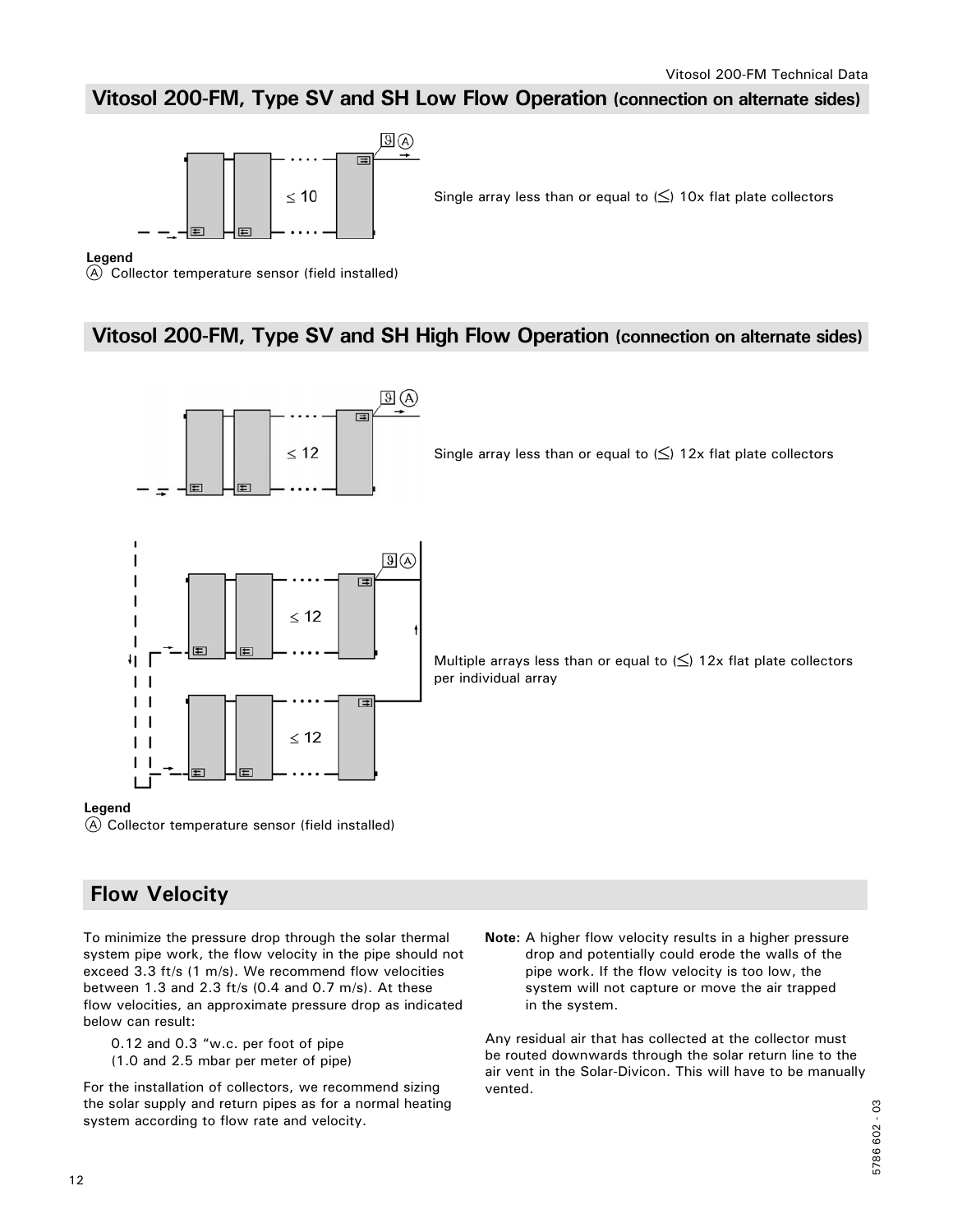## Vitosol 200-FM, Type SV and SH Low Flow Operation (connection on alternate sides)

Single array less than or equal to (≤) 10x flat plate collectors

**Legend**

Ⓐ Collector temperature sensor (field installed)

## Vitosol 200-FM, Type SV and SH High Flow Operation (connection on alternate sides)

Single array less than or equal to (≤) 12x flat plate collectors

Multiple arrays less than or equal to (≤) 12x flat plate collectors per individual array

**Legend**

Ⓐ Collector temperature sensor (field installed)

## Flow Velocity

To minimize the pressure drop through the solar thermal system pipe work, the flow velocity in the pipe should not exceed 3.3 ft/s (1 m/s). We recommend flow velocities between 1.3 and 2.3 ft/s (0.4 and 0.7 m/s). At these flow velocities, an approximate pressure drop as indicated below can result:

0.12 and 0.3 "w.c. per foot of pipe
(1.0 and 2.5 mbar per meter of pipe)

For the installation of collectors, we recommend sizing the solar supply and return pipes as for a normal heating system according to flow rate and velocity.

**Note:** A higher flow velocity results in a higher pressure drop and potentially could erode the walls of the pipe work. If the flow velocity is too low, the system will not capture or move the air trapped in the system.

Any residual air that has collected at the collector must be routed downwards through the solar return line to the air vent in the Solar-Divicon. This will have to be manually vented.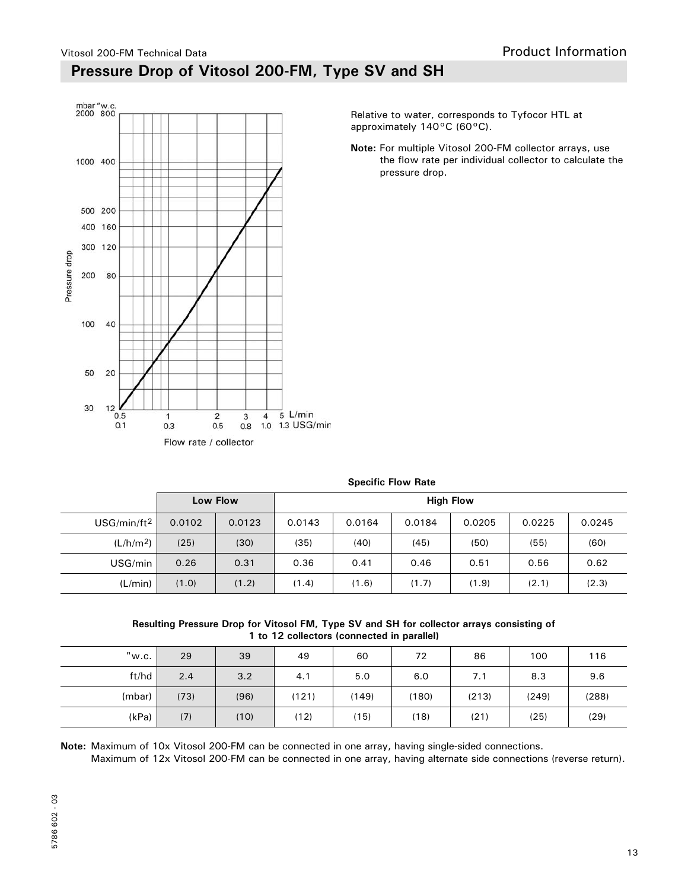## Pressure Drop of Vitosol 200-FM, Type SV and SH

Relative to water, corresponds to Tyfocor HTL at approximately 140°C (60°C).

**Note:** For multiple Vitosol 200-FM collector arrays, use the flow rate per individual collector to calculate the pressure drop.

**Specific Flow Rate**

| | Low Flow | | High Flow | | | | | |
|---|---|---|---|---|---|---|---|---|
| USG/min/ft$^2$ | 0.0102 | 0.0123 | 0.0143 | 0.0164 | 0.0184 | 0.0205 | 0.0225 | 0.0245 |
| (L/h/m$^2$) | (25) | (30) | (35) | (40) | (45) | (50) | (55) | (60) |
| USG/min | 0.26 | 0.31 | 0.36 | 0.41 | 0.46 | 0.51 | 0.56 | 0.62 |
| (L/min) | (1.0) | (1.2) | (1.4) | (1.6) | (1.7) | (1.9) | (2.1) | (2.3) |

**Resulting Pressure Drop for Vitosol FM, Type SV and SH for collector arrays consisting of 1 to 12 collectors (connected in parallel)**

| | | | | | | | | |
|---|---|---|---|---|---|---|---|---|
| "w.c. | 29 | 39 | 49 | 60 | 72 | 86 | 100 | 116 |
| ft/hd | 2.4 | 3.2 | 4.1 | 5.0 | 6.0 | 7.1 | 8.3 | 9.6 |
| (mbar) | (73) | (96) | (121) | (149) | (180) | (213) | (249) | (288) |
| (kPa) | (7) | (10) | (12) | (15) | (18) | (21) | (25) | (29) |

**Note:** Maximum of 10x Vitosol 200-FM can be connected in one array, having single-sided connections.
Maximum of 12x Vitosol 200-FM can be connected in one array, having alternate side connections (reverse return).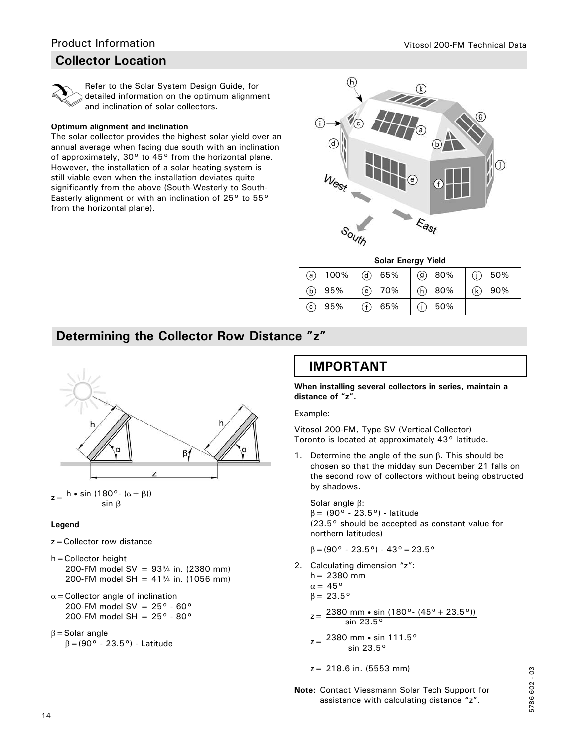## Collector Location

Refer to the Solar System Design Guide, for detailed information on the optimum alignment and inclination of solar collectors.

**Optimum alignment and inclination**

The solar collector provides the highest solar yield over an annual average when facing due south with an inclination of approximately, 30° to 45° from the horizontal plane. However, the installation of a solar heating system is still viable even when the installation deviates quite significantly from the above (South-Westerly to South-Easterly alignment or with an inclination of 25° to 55° from the horizontal plane).

**Solar Energy Yield**

| | | | |
|---|---|---|---|
| (a) 100% | (d) 65% | (g) 80% | (j) 50% |
| (b) 95% | (e) 70% | (h) 80% | (k) 90% |
| (c) 95% | (f) 65% | (i) 50% | |

## Determining the Collector Row Distance "z"

$$z = \frac{h \cdot \sin(180° - (\alpha + \beta))}{\sin \beta}$$

**Legend**

z = Collector row distance

h = Collector height
200-FM model SV = 93¾ in. (2380 mm)
200-FM model SH = 41¾ in. (1056 mm)

$\alpha$ = Collector angle of inclination
200-FM model SV = 25° - 60°
200-FM model SH = 25° - 80°

$\beta$ = Solar angle
$\beta = (90° - 23.5°)$ - Latitude

### IMPORTANT

**When installing several collectors in series, maintain a distance of "z".**

Example:

Vitosol 200-FM, Type SV (Vertical Collector)
Toronto is located at approximately 43° latitude.

1. Determine the angle of the sun $\beta$. This should be chosen so that the midday sun December 21 falls on the second row of collectors without being obstructed by shadows.

   Solar angle $\beta$:
   $\beta = (90° - 23.5°)$ - latitude
   (23.5° should be accepted as constant value for northern latitudes)

   $\beta = (90° - 23.5°) - 43° = 23.5°$

2. Calculating dimension "z":
   h = 2380 mm
   $\alpha = 45°$
   $\beta = 23.5°$

   $$z = \frac{2380 \text{ mm} \cdot \sin(180° - (45° + 23.5°))}{\sin 23.5°}$$

   $$z = \frac{2380 \text{ mm} \cdot \sin 111.5°}{\sin 23.5°}$$

   z = 218.6 in. (5553 mm)

**Note:** Contact Viessmann Solar Tech Support for assistance with calculating distance "z".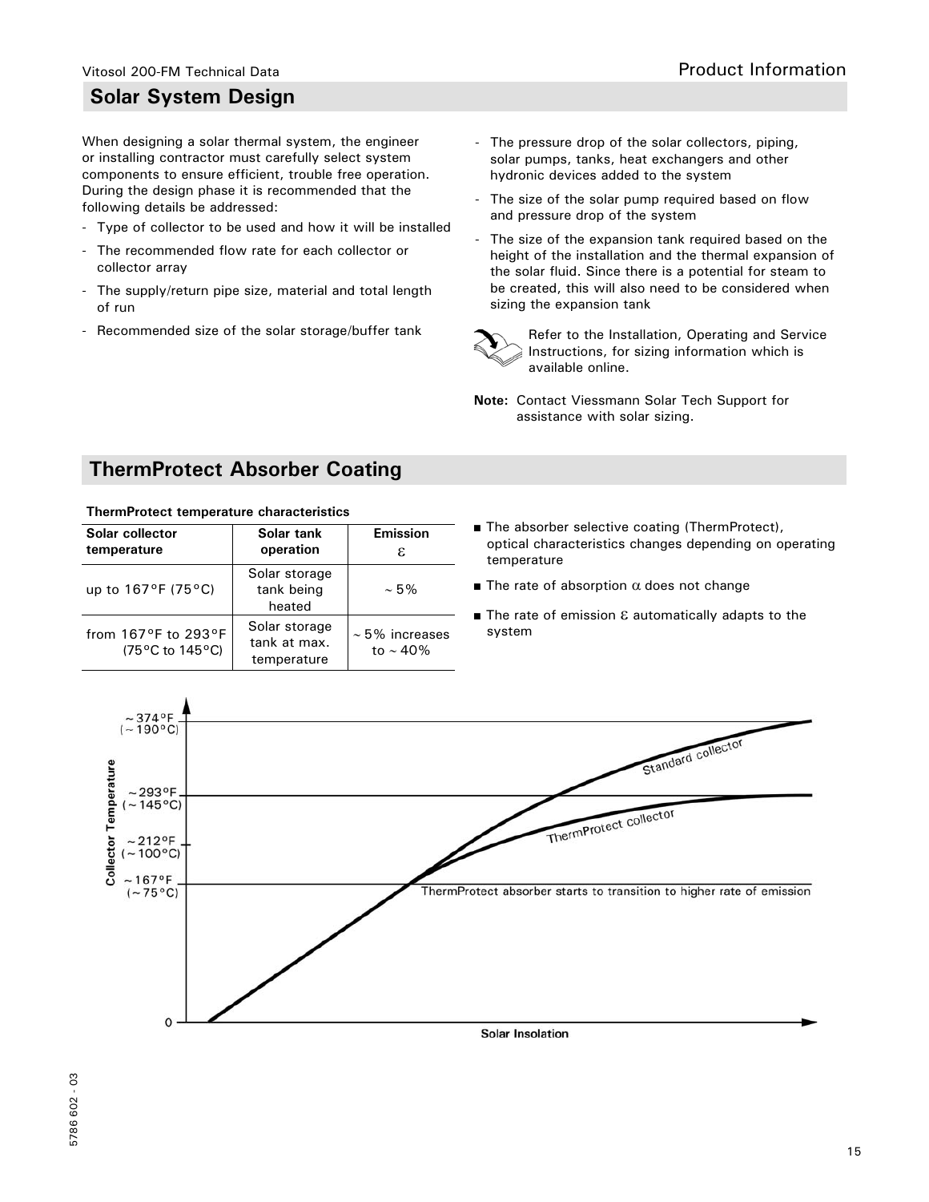## Solar System Design

When designing a solar thermal system, the engineer or installing contractor must carefully select system components to ensure efficient, trouble free operation. During the design phase it is recommended that the following details be addressed:

- Type of collector to be used and how it will be installed
- The recommended flow rate for each collector or collector array
- The supply/return pipe size, material and total length of run
- Recommended size of the solar storage/buffer tank
- The pressure drop of the solar collectors, piping, solar pumps, tanks, heat exchangers and other hydronic devices added to the system
- The size of the solar pump required based on flow and pressure drop of the system
- The size of the expansion tank required based on the height of the installation and the thermal expansion of the solar fluid. Since there is a potential for steam to be created, this will also need to be considered when sizing the expansion tank

Refer to the Installation, Operating and Service Instructions, for sizing information which is available online.

**Note:** Contact Viessmann Solar Tech Support for assistance with solar sizing.

## ThermProtect Absorber Coating

**ThermProtect temperature characteristics**

| Solar collector temperature | Solar tank operation | Emission $\varepsilon$ |
|---|---|---|
| up to 167°F (75°C) | Solar storage tank being heated | ~ 5% |
| from 167°F to 293°F (75°C to 145°C) | Solar storage tank at max. temperature | ~ 5% increases to ~ 40% |

- The absorber selective coating (ThermProtect), optical characteristics changes depending on operating temperature
- The rate of absorption $\alpha$ does not change
- The rate of emission $\varepsilon$ automatically adapts to the system

Collector Temperature: ~374°F (~190°C); ~293°F (~145°C); ~212°F (~100°C); ~167°F (~75°C); 0

Standard collector

ThermProtect collector

ThermProtect absorber starts to transition to higher rate of emission

Solar Insolation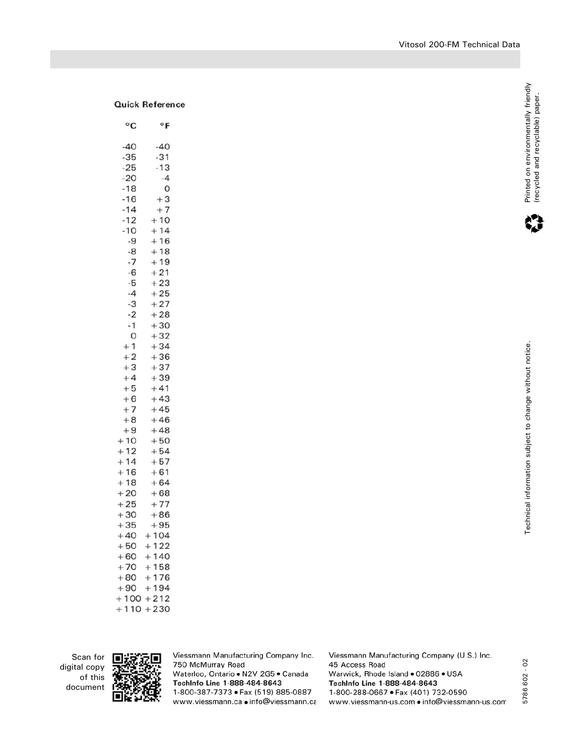**Quick Reference**

| °C | °F |
|---|---|
| -40 | -40 |
| -35 | -31 |
| -25 | -13 |
| -20 | -4 |
| -18 | 0 |
| -16 | +3 |
| -14 | +7 |
| -12 | +10 |
| -10 | +14 |
| -9 | +16 |
| -8 | +18 |
| -7 | +19 |
| -6 | +21 |
| -5 | +23 |
| -4 | +25 |
| -3 | +27 |
| -2 | +28 |
| -1 | +30 |
| 0 | +32 |
| +1 | +34 |
| +2 | +36 |
| +3 | +37 |
| +4 | +39 |
| +5 | +41 |
| +6 | +43 |
| +7 | +45 |
| +8 | +46 |
| +9 | +48 |
| +10 | +50 |
| +12 | +54 |
| +14 | +57 |
| +16 | +61 |
| +18 | +64 |
| +20 | +68 |
| +25 | +77 |
| +30 | +86 |
| +35 | +95 |
| +40 | +104 |
| +50 | +122 |
| +60 | +140 |
| +70 | +158 |
| +80 | +176 |
| +90 | +194 |
| +100 | +212 |
| +110 | +230 |

Printed on environmentally friendly (recycled and recyclable) paper.

Technical information subject to change without notice.

Scan for digital copy of this document

Viessmann Manufacturing Company Inc.
750 McMurray Road
Waterloo, Ontario • N2V 2G5 • Canada
**TechInfo Line 1-888-484-8643**
1-800-387-7373 • Fax (519) 885-0887
www.viessmann.ca • info@viessmann.ca

Viessmann Manufacturing Company (U.S.) Inc.
45 Access Road
Warwick, Rhode Island • 02886 • USA
**TechInfo Line 1-888-484-8643**
1-800-288-0667 • Fax (401) 732-0590
www.viessmann-us.com • info@viessmann-us.com

5786 602 - 02